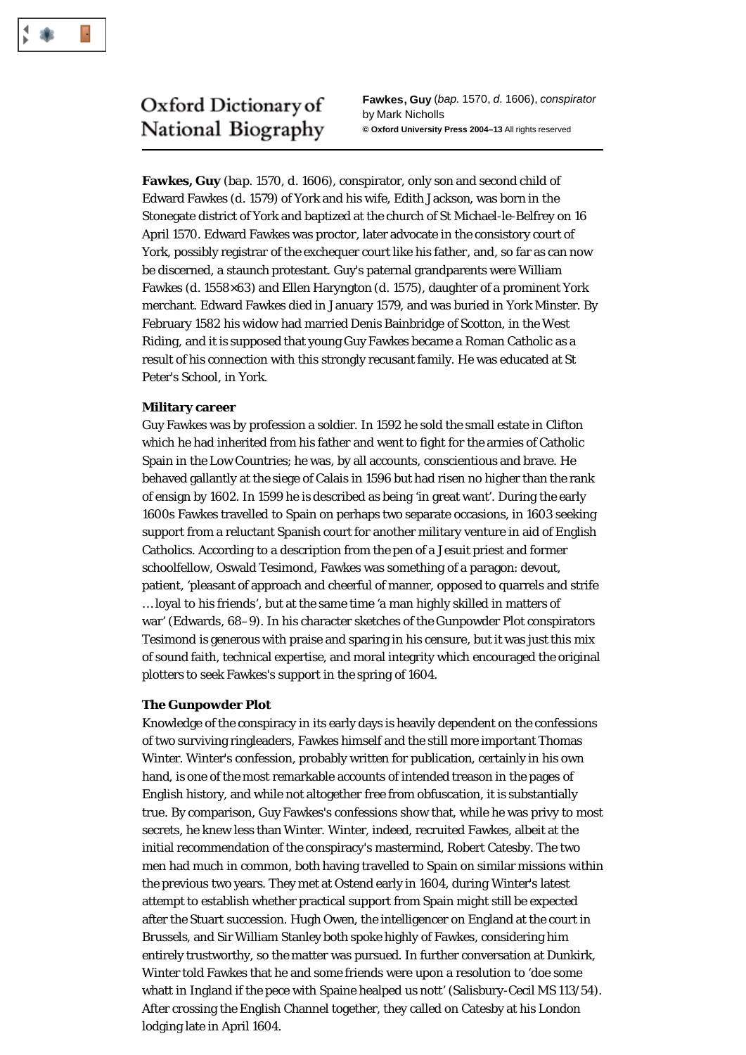Oxford Dictionary of National Biography

**Fawkes, Guy** (*bap.* 1570, *d.* 1606), *conspirator*
by Mark Nicholls
**© Oxford University Press 2004–13** All rights reserved

**Fawkes, Guy** (*bap.* 1570, *d.* 1606), conspirator, only son and second child of Edward Fawkes (*d.* 1579) of York and his wife, Edith Jackson, was born in the Stonegate district of York and baptized at the church of St Michael-le-Belfrey on 16 April 1570. Edward Fawkes was proctor, later advocate in the consistory court of York, possibly registrar of the exchequer court like his father, and, so far as can now be discerned, a staunch protestant. Guy's paternal grandparents were William Fawkes (*d.* 1558×63) and Ellen Haryngton (*d.* 1575), daughter of a prominent York merchant. Edward Fawkes died in January 1579, and was buried in York Minster. By February 1582 his widow had married Denis Bainbridge of Scotton, in the West Riding, and it is supposed that young Guy Fawkes became a Roman Catholic as a result of his connection with this strongly recusant family. He was educated at St Peter's School, in York.

**Military career**

Guy Fawkes was by profession a soldier. In 1592 he sold the small estate in Clifton which he had inherited from his father and went to fight for the armies of Catholic Spain in the Low Countries; he was, by all accounts, conscientious and brave. He behaved gallantly at the siege of Calais in 1596 but had risen no higher than the rank of ensign by 1602. In 1599 he is described as being 'in great want'. During the early 1600s Fawkes travelled to Spain on perhaps two separate occasions, in 1603 seeking support from a reluctant Spanish court for another military venture in aid of English Catholics. According to a description from the pen of a Jesuit priest and former schoolfellow, Oswald Tesimond, Fawkes was something of a paragon: devout, patient, 'pleasant of approach and cheerful of manner, opposed to quarrels and strife … loyal to his friends', but at the same time 'a man highly skilled in matters of war' (Edwards, 68–9). In his character sketches of the Gunpowder Plot conspirators Tesimond is generous with praise and sparing in his censure, but it was just this mix of sound faith, technical expertise, and moral integrity which encouraged the original plotters to seek Fawkes's support in the spring of 1604.

**The Gunpowder Plot**

Knowledge of the conspiracy in its early days is heavily dependent on the confessions of two surviving ringleaders, Fawkes himself and the still more important Thomas Winter. Winter's confession, probably written for publication, certainly in his own hand, is one of the most remarkable accounts of intended treason in the pages of English history, and while not altogether free from obfuscation, it is substantially true. By comparison, Guy Fawkes's confessions show that, while he was privy to most secrets, he knew less than Winter. Winter, indeed, recruited Fawkes, albeit at the initial recommendation of the conspiracy's mastermind, Robert Catesby. The two men had much in common, both having travelled to Spain on similar missions within the previous two years. They met at Ostend early in 1604, during Winter's latest attempt to establish whether practical support from Spain might still be expected after the Stuart succession. Hugh Owen, the intelligencer on England at the court in Brussels, and Sir William Stanley both spoke highly of Fawkes, considering him entirely trustworthy, so the matter was pursued. In further conversation at Dunkirk, Winter told Fawkes that he and some friends were upon a resolution to 'doe some whatt in Ingland if the pece with Spaine healped us nott' (Salisbury-Cecil MS 113/54). After crossing the English Channel together, they called on Catesby at his London lodging late in April 1604.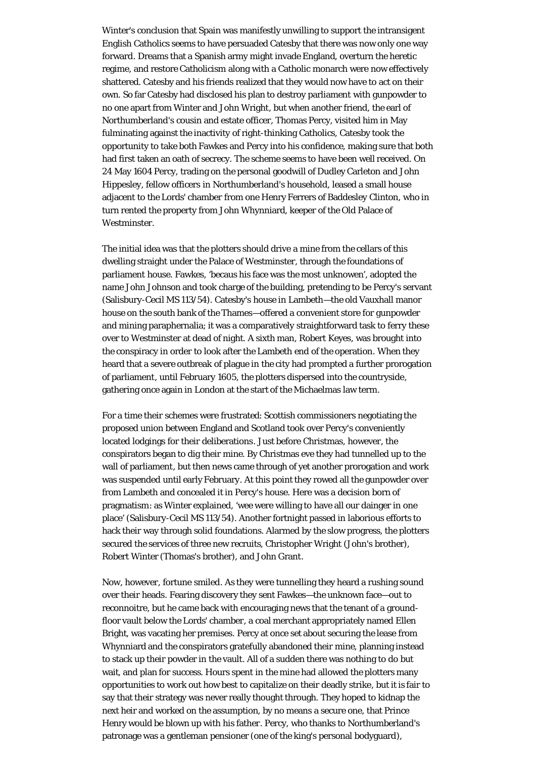Winter's conclusion that Spain was manifestly unwilling to support the intransigent English Catholics seems to have persuaded Catesby that there was now only one way forward. Dreams that a Spanish army might invade England, overturn the heretic regime, and restore Catholicism along with a Catholic monarch were now effectively shattered. Catesby and his friends realized that they would now have to act on their own. So far Catesby had disclosed his plan to destroy parliament with gunpowder to no one apart from Winter and John Wright, but when another friend, the earl of Northumberland's cousin and estate officer, Thomas Percy, visited him in May fulminating against the inactivity of right-thinking Catholics, Catesby took the opportunity to take both Fawkes and Percy into his confidence, making sure that both had first taken an oath of secrecy. The scheme seems to have been well received. On 24 May 1604 Percy, trading on the personal goodwill of Dudley Carleton and John Hippesley, fellow officers in Northumberland's household, leased a small house adjacent to the Lords' chamber from one Henry Ferrers of Baddesley Clinton, who in turn rented the property from John Whynniard, keeper of the Old Palace of Westminster.

The initial idea was that the plotters should drive a mine from the cellars of this dwelling straight under the Palace of Westminster, through the foundations of parliament house. Fawkes, 'becaus his face was the most unknowen', adopted the name John Johnson and took charge of the building, pretending to be Percy's servant (Salisbury-Cecil MS 113/54). Catesby's house in Lambeth—the old Vauxhall manor house on the south bank of the Thames—offered a convenient store for gunpowder and mining paraphernalia; it was a comparatively straightforward task to ferry these over to Westminster at dead of night. A sixth man, Robert Keyes, was brought into the conspiracy in order to look after the Lambeth end of the operation. When they heard that a severe outbreak of plague in the city had prompted a further prorogation of parliament, until February 1605, the plotters dispersed into the countryside, gathering once again in London at the start of the Michaelmas law term.

For a time their schemes were frustrated: Scottish commissioners negotiating the proposed union between England and Scotland took over Percy's conveniently located lodgings for their deliberations. Just before Christmas, however, the conspirators began to dig their mine. By Christmas eve they had tunnelled up to the wall of parliament, but then news came through of yet another prorogation and work was suspended until early February. At this point they rowed all the gunpowder over from Lambeth and concealed it in Percy's house. Here was a decision born of pragmatism: as Winter explained, 'wee were willing to have all our dainger in one place' (Salisbury-Cecil MS 113/54). Another fortnight passed in laborious efforts to hack their way through solid foundations. Alarmed by the slow progress, the plotters secured the services of three new recruits, Christopher Wright (John's brother), Robert Winter (Thomas's brother), and John Grant.

Now, however, fortune smiled. As they were tunnelling they heard a rushing sound over their heads. Fearing discovery they sent Fawkes—the unknown face—out to reconnoitre, but he came back with encouraging news that the tenant of a ground-floor vault below the Lords' chamber, a coal merchant appropriately named Ellen Bright, was vacating her premises. Percy at once set about securing the lease from Whynniard and the conspirators gratefully abandoned their mine, planning instead to stack up their powder in the vault. All of a sudden there was nothing to do but wait, and plan for success. Hours spent in the mine had allowed the plotters many opportunities to work out how best to capitalize on their deadly strike, but it is fair to say that their strategy was never really thought through. They hoped to kidnap the next heir and worked on the assumption, by no means a secure one, that Prince Henry would be blown up with his father. Percy, who thanks to Northumberland's patronage was a gentleman pensioner (one of the king's personal bodyguard),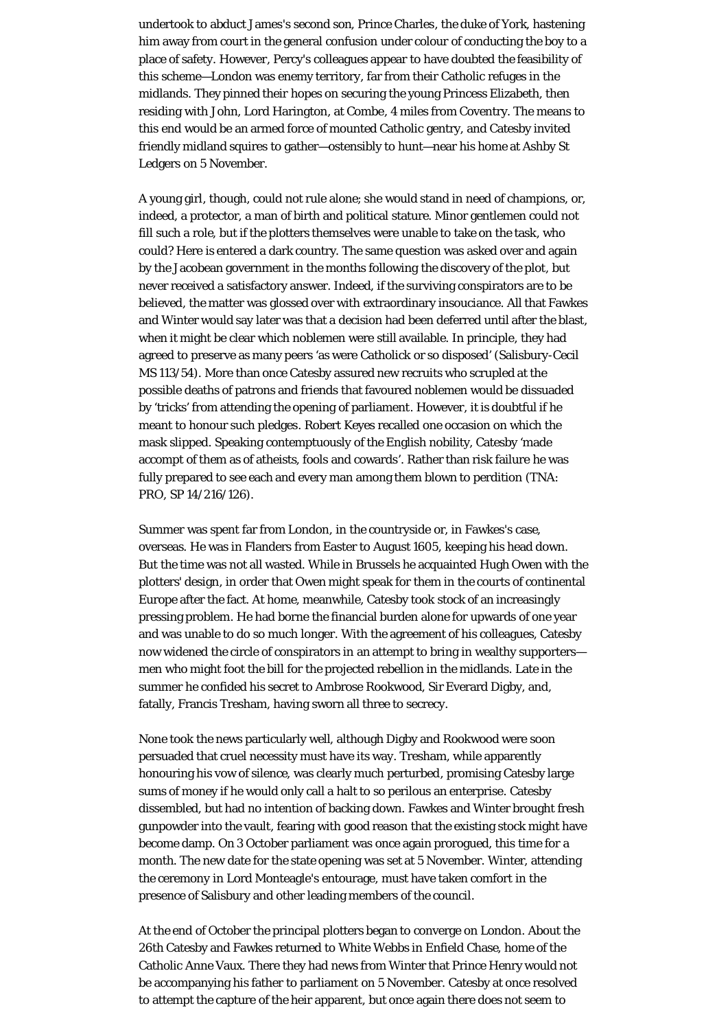undertook to abduct James's second son, Prince Charles, the duke of York, hastening him away from court in the general confusion under colour of conducting the boy to a place of safety. However, Percy's colleagues appear to have doubted the feasibility of this scheme—London was enemy territory, far from their Catholic refuges in the midlands. They pinned their hopes on securing the young Princess Elizabeth, then residing with John, Lord Harington, at Combe, 4 miles from Coventry. The means to this end would be an armed force of mounted Catholic gentry, and Catesby invited friendly midland squires to gather—ostensibly to hunt—near his home at Ashby St Ledgers on 5 November.

A young girl, though, could not rule alone; she would stand in need of champions, or, indeed, a protector, a man of birth and political stature. Minor gentlemen could not fill such a role, but if the plotters themselves were unable to take on the task, who could? Here is entered a dark country. The same question was asked over and again by the Jacobean government in the months following the discovery of the plot, but never received a satisfactory answer. Indeed, if the surviving conspirators are to be believed, the matter was glossed over with extraordinary insouciance. All that Fawkes and Winter would say later was that a decision had been deferred until after the blast, when it might be clear which noblemen were still available. In principle, they had agreed to preserve as many peers 'as were Catholick or so disposed' (Salisbury-Cecil MS 113/54). More than once Catesby assured new recruits who scrupled at the possible deaths of patrons and friends that favoured noblemen would be dissuaded by 'tricks' from attending the opening of parliament. However, it is doubtful if he meant to honour such pledges. Robert Keyes recalled one occasion on which the mask slipped. Speaking contemptuously of the English nobility, Catesby 'made accompt of them as of atheists, fools and cowards'. Rather than risk failure he was fully prepared to see each and every man among them blown to perdition (TNA: PRO, SP 14/216/126).

Summer was spent far from London, in the countryside or, in Fawkes's case, overseas. He was in Flanders from Easter to August 1605, keeping his head down. But the time was not all wasted. While in Brussels he acquainted Hugh Owen with the plotters' design, in order that Owen might speak for them in the courts of continental Europe after the fact. At home, meanwhile, Catesby took stock of an increasingly pressing problem. He had borne the financial burden alone for upwards of one year and was unable to do so much longer. With the agreement of his colleagues, Catesby now widened the circle of conspirators in an attempt to bring in wealthy supporters—men who might foot the bill for the projected rebellion in the midlands. Late in the summer he confided his secret to Ambrose Rookwood, Sir Everard Digby, and, fatally, Francis Tresham, having sworn all three to secrecy.

None took the news particularly well, although Digby and Rookwood were soon persuaded that cruel necessity must have its way. Tresham, while apparently honouring his vow of silence, was clearly much perturbed, promising Catesby large sums of money if he would only call a halt to so perilous an enterprise. Catesby dissembled, but had no intention of backing down. Fawkes and Winter brought fresh gunpowder into the vault, fearing with good reason that the existing stock might have become damp. On 3 October parliament was once again prorogued, this time for a month. The new date for the state opening was set at 5 November. Winter, attending the ceremony in Lord Monteagle's entourage, must have taken comfort in the presence of Salisbury and other leading members of the council.

At the end of October the principal plotters began to converge on London. About the 26th Catesby and Fawkes returned to White Webbs in Enfield Chase, home of the Catholic Anne Vaux. There they had news from Winter that Prince Henry would not be accompanying his father to parliament on 5 November. Catesby at once resolved to attempt the capture of the heir apparent, but once again there does not seem to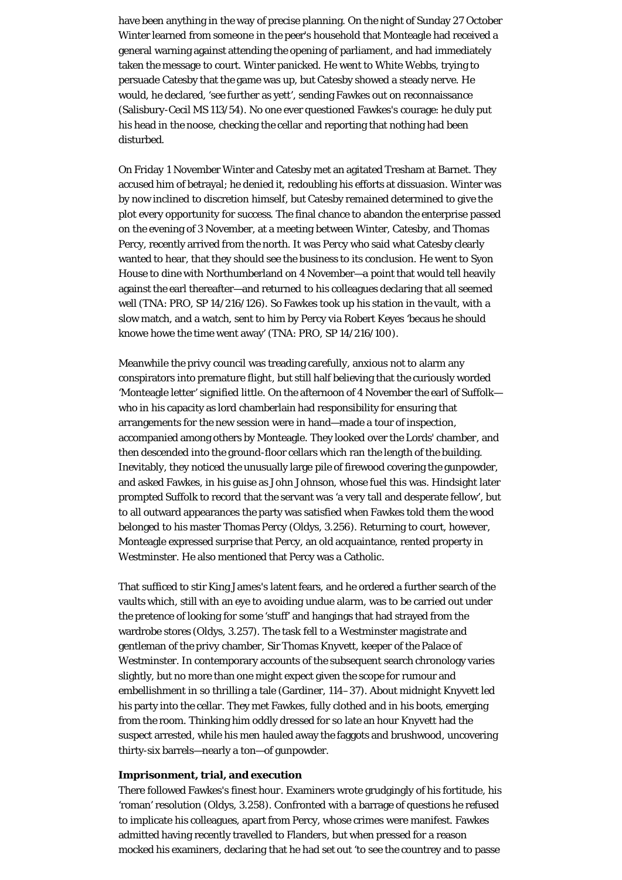have been anything in the way of precise planning. On the night of Sunday 27 October Winter learned from someone in the peer's household that Monteagle had received a general warning against attending the opening of parliament, and had immediately taken the message to court. Winter panicked. He went to White Webbs, trying to persuade Catesby that the game was up, but Catesby showed a steady nerve. He would, he declared, 'see further as yett', sending Fawkes out on reconnaissance (Salisbury-Cecil MS 113/54). No one ever questioned Fawkes's courage: he duly put his head in the noose, checking the cellar and reporting that nothing had been disturbed.

On Friday 1 November Winter and Catesby met an agitated Tresham at Barnet. They accused him of betrayal; he denied it, redoubling his efforts at dissuasion. Winter was by now inclined to discretion himself, but Catesby remained determined to give the plot every opportunity for success. The final chance to abandon the enterprise passed on the evening of 3 November, at a meeting between Winter, Catesby, and Thomas Percy, recently arrived from the north. It was Percy who said what Catesby clearly wanted to hear, that they should see the business to its conclusion. He went to Syon House to dine with Northumberland on 4 November—a point that would tell heavily against the earl thereafter—and returned to his colleagues declaring that all seemed well (TNA: PRO, SP 14/216/126). So Fawkes took up his station in the vault, with a slow match, and a watch, sent to him by Percy via Robert Keyes 'becaus he should knowe howe the time went away' (TNA: PRO, SP 14/216/100).

Meanwhile the privy council was treading carefully, anxious not to alarm any conspirators into premature flight, but still half believing that the curiously worded 'Monteagle letter' signified little. On the afternoon of 4 November the earl of Suffolk—who in his capacity as lord chamberlain had responsibility for ensuring that arrangements for the new session were in hand—made a tour of inspection, accompanied among others by Monteagle. They looked over the Lords' chamber, and then descended into the ground-floor cellars which ran the length of the building. Inevitably, they noticed the unusually large pile of firewood covering the gunpowder, and asked Fawkes, in his guise as John Johnson, whose fuel this was. Hindsight later prompted Suffolk to record that the servant was 'a very tall and desperate fellow', but to all outward appearances the party was satisfied when Fawkes told them the wood belonged to his master Thomas Percy (Oldys, 3.256). Returning to court, however, Monteagle expressed surprise that Percy, an old acquaintance, rented property in Westminster. He also mentioned that Percy was a Catholic.

That sufficed to stir King James's latent fears, and he ordered a further search of the vaults which, still with an eye to avoiding undue alarm, was to be carried out under the pretence of looking for some 'stuff' and hangings that had strayed from the wardrobe stores (Oldys, 3.257). The task fell to a Westminster magistrate and gentleman of the privy chamber, Sir Thomas Knyvett, keeper of the Palace of Westminster. In contemporary accounts of the subsequent search chronology varies slightly, but no more than one might expect given the scope for rumour and embellishment in so thrilling a tale (Gardiner, 114–37). About midnight Knyvett led his party into the cellar. They met Fawkes, fully clothed and in his boots, emerging from the room. Thinking him oddly dressed for so late an hour Knyvett had the suspect arrested, while his men hauled away the faggots and brushwood, uncovering thirty-six barrels—nearly a ton—of gunpowder.

### Imprisonment, trial, and execution

There followed Fawkes's finest hour. Examiners wrote grudgingly of his fortitude, his 'roman' resolution (Oldys, 3.258). Confronted with a barrage of questions he refused to implicate his colleagues, apart from Percy, whose crimes were manifest. Fawkes admitted having recently travelled to Flanders, but when pressed for a reason mocked his examiners, declaring that he had set out 'to see the countrey and to passe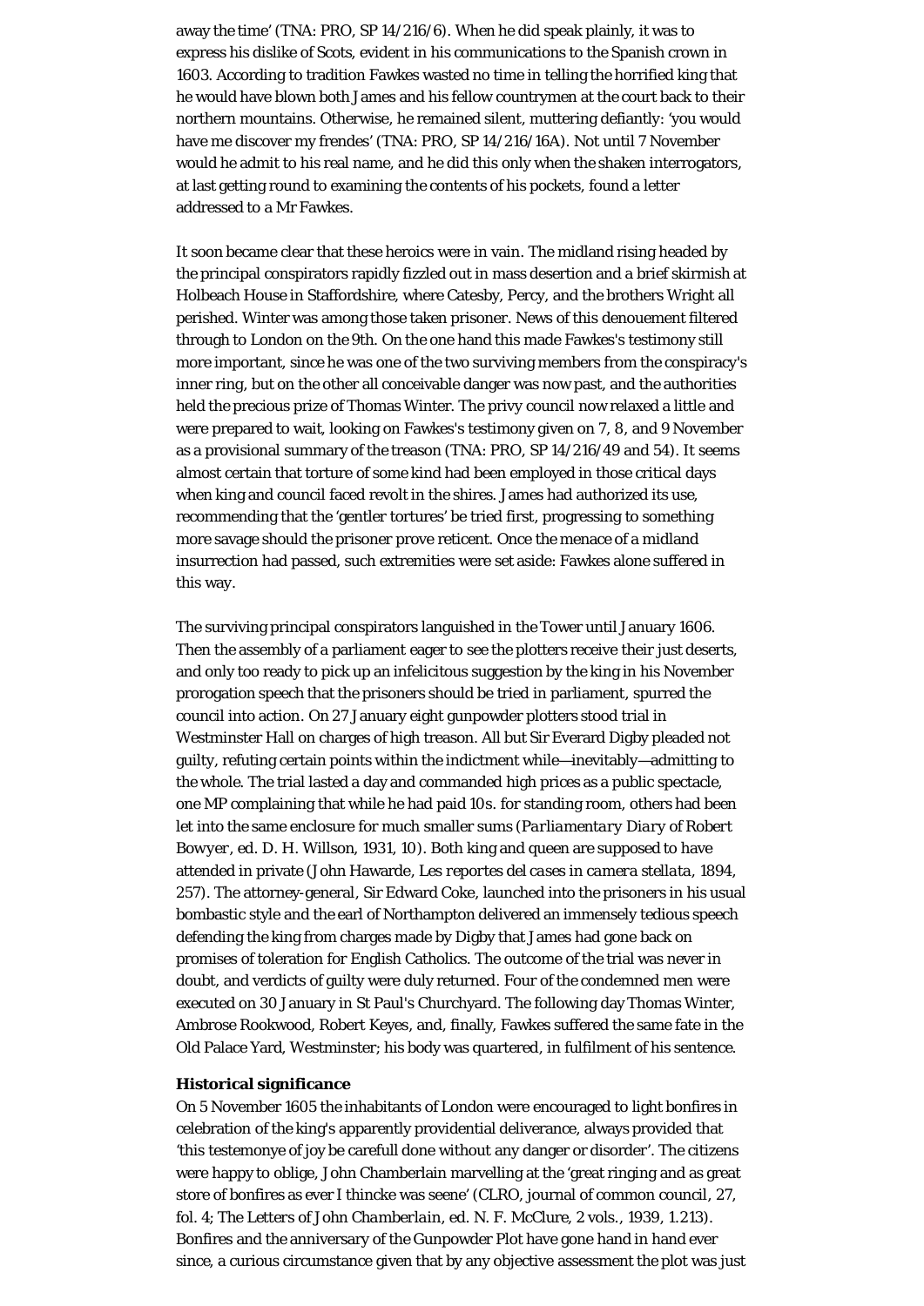away the time' (TNA: PRO, SP 14/216/6). When he did speak plainly, it was to express his dislike of Scots, evident in his communications to the Spanish crown in 1603. According to tradition Fawkes wasted no time in telling the horrified king that he would have blown both James and his fellow countrymen at the court back to their northern mountains. Otherwise, he remained silent, muttering defiantly: 'you would have me discover my frendes' (TNA: PRO, SP 14/216/16A). Not until 7 November would he admit to his real name, and he did this only when the shaken interrogators, at last getting round to examining the contents of his pockets, found a letter addressed to a Mr Fawkes.

It soon became clear that these heroics were in vain. The midland rising headed by the principal conspirators rapidly fizzled out in mass desertion and a brief skirmish at Holbeach House in Staffordshire, where Catesby, Percy, and the brothers Wright all perished. Winter was among those taken prisoner. News of this denouement filtered through to London on the 9th. On the one hand this made Fawkes's testimony still more important, since he was one of the two surviving members from the conspiracy's inner ring, but on the other all conceivable danger was now past, and the authorities held the precious prize of Thomas Winter. The privy council now relaxed a little and were prepared to wait, looking on Fawkes's testimony given on 7, 8, and 9 November as a provisional summary of the treason (TNA: PRO, SP 14/216/49 and 54). It seems almost certain that torture of some kind had been employed in those critical days when king and council faced revolt in the shires. James had authorized its use, recommending that the 'gentler tortures' be tried first, progressing to something more savage should the prisoner prove reticent. Once the menace of a midland insurrection had passed, such extremities were set aside: Fawkes alone suffered in this way.

The surviving principal conspirators languished in the Tower until January 1606. Then the assembly of a parliament eager to see the plotters receive their just deserts, and only too ready to pick up an infelicitous suggestion by the king in his November prorogation speech that the prisoners should be tried in parliament, spurred the council into action. On 27 January eight gunpowder plotters stood trial in Westminster Hall on charges of high treason. All but Sir Everard Digby pleaded not guilty, refuting certain points within the indictment while—inevitably—admitting to the whole. The trial lasted a day and commanded high prices as a public spectacle, one MP complaining that while he had paid 10*s.* for standing room, others had been let into the same enclosure for much smaller sums (*Parliamentary Diary of Robert Bowyer*, ed. D. H. Willson, 1931, 10). Both king and queen are supposed to have attended in private (John Hawarde, *Les reportes del cases in camera stellata*, 1894, 257). The attorney-general, Sir Edward Coke, launched into the prisoners in his usual bombastic style and the earl of Northampton delivered an immensely tedious speech defending the king from charges made by Digby that James had gone back on promises of toleration for English Catholics. The outcome of the trial was never in doubt, and verdicts of guilty were duly returned. Four of the condemned men were executed on 30 January in St Paul's Churchyard. The following day Thomas Winter, Ambrose Rookwood, Robert Keyes, and, finally, Fawkes suffered the same fate in the Old Palace Yard, Westminster; his body was quartered, in fulfilment of his sentence.

**Historical significance**

On 5 November 1605 the inhabitants of London were encouraged to light bonfires in celebration of the king's apparently providential deliverance, always provided that 'this testemonye of joy be carefull done without any danger or disorder'. The citizens were happy to oblige, John Chamberlain marvelling at the 'great ringing and as great store of bonfires as ever I thincke was seene' (CLRO, journal of common council, 27, fol. 4; *The Letters of John Chamberlain*, ed. N. F. McClure, 2 vols., 1939, 1.213). Bonfires and the anniversary of the Gunpowder Plot have gone hand in hand ever since, a curious circumstance given that by any objective assessment the plot was just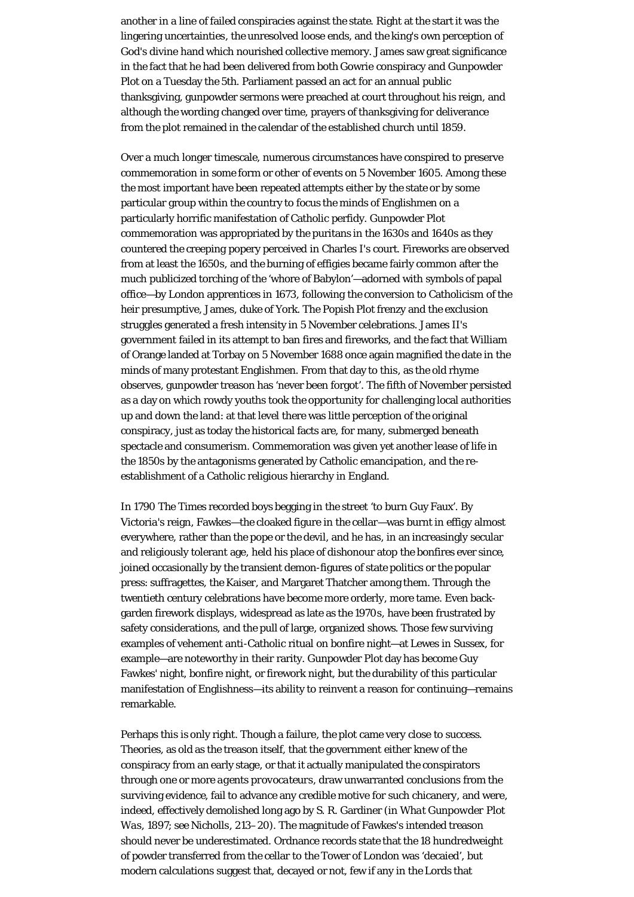another in a line of failed conspiracies against the state. Right at the start it was the lingering uncertainties, the unresolved loose ends, and the king's own perception of God's divine hand which nourished collective memory. James saw great significance in the fact that he had been delivered from both Gowrie conspiracy and Gunpowder Plot on a Tuesday the 5th. Parliament passed an act for an annual public thanksgiving, gunpowder sermons were preached at court throughout his reign, and although the wording changed over time, prayers of thanksgiving for deliverance from the plot remained in the calendar of the established church until 1859.

Over a much longer timescale, numerous circumstances have conspired to preserve commemoration in some form or other of events on 5 November 1605. Among these the most important have been repeated attempts either by the state or by some particular group within the country to focus the minds of Englishmen on a particularly horrific manifestation of Catholic perfidy. Gunpowder Plot commemoration was appropriated by the puritans in the 1630s and 1640s as they countered the creeping popery perceived in Charles I's court. Fireworks are observed from at least the 1650s, and the burning of effigies became fairly common after the much publicized torching of the 'whore of Babylon'—adorned with symbols of papal office—by London apprentices in 1673, following the conversion to Catholicism of the heir presumptive, James, duke of York. The Popish Plot frenzy and the exclusion struggles generated a fresh intensity in 5 November celebrations. James II's government failed in its attempt to ban fires and fireworks, and the fact that William of Orange landed at Torbay on 5 November 1688 once again magnified the date in the minds of many protestant Englishmen. From that day to this, as the old rhyme observes, gunpowder treason has 'never been forgot'. The fifth of November persisted as a day on which rowdy youths took the opportunity for challenging local authorities up and down the land: at that level there was little perception of the original conspiracy, just as today the historical facts are, for many, submerged beneath spectacle and consumerism. Commemoration was given yet another lease of life in the 1850s by the antagonisms generated by Catholic emancipation, and the re-establishment of a Catholic religious hierarchy in England.

In 1790 The Times recorded boys begging in the street 'to burn Guy Faux'. By Victoria's reign, Fawkes—the cloaked figure in the cellar—was burnt in effigy almost everywhere, rather than the pope or the devil, and he has, in an increasingly secular and religiously tolerant age, held his place of dishonour atop the bonfires ever since, joined occasionally by the transient demon-figures of state politics or the popular press: suffragettes, the Kaiser, and Margaret Thatcher among them. Through the twentieth century celebrations have become more orderly, more tame. Even back-garden firework displays, widespread as late as the 1970s, have been frustrated by safety considerations, and the pull of large, organized shows. Those few surviving examples of vehement anti-Catholic ritual on bonfire night—at Lewes in Sussex, for example—are noteworthy in their rarity. Gunpowder Plot day has become Guy Fawkes' night, bonfire night, or firework night, but the durability of this particular manifestation of Englishness—its ability to reinvent a reason for continuing—remains remarkable.

Perhaps this is only right. Though a failure, the plot came very close to success. Theories, as old as the treason itself, that the government either knew of the conspiracy from an early stage, or that it actually manipulated the conspirators through one or more *agents provocateurs*, draw unwarranted conclusions from the surviving evidence, fail to advance any credible motive for such chicanery, and were, indeed, effectively demolished long ago by S. R. Gardiner (in *What Gunpowder Plot Was*, 1897; see Nicholls, 213–20). The magnitude of Fawkes's intended treason should never be underestimated. Ordnance records state that the 18 hundredweight of powder transferred from the cellar to the Tower of London was 'decaied', but modern calculations suggest that, decayed or not, few if any in the Lords that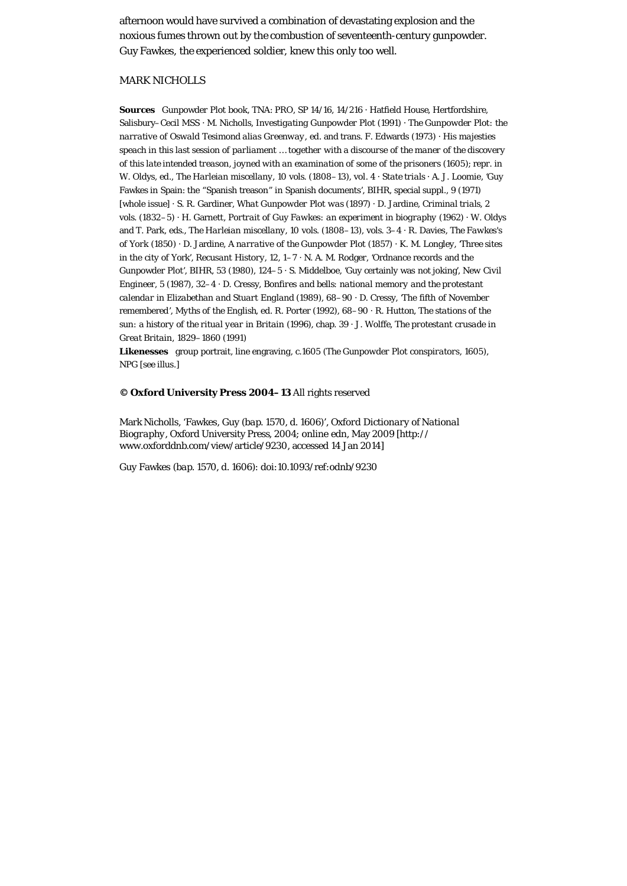afternoon would have survived a combination of devastating explosion and the noxious fumes thrown out by the combustion of seventeenth-century gunpowder. Guy Fawkes, the experienced soldier, knew this only too well.

MARK NICHOLLS

**Sources** Gunpowder Plot book, TNA: PRO, SP 14/16, 14/216 · Hatfield House, Hertfordshire, Salisbury–Cecil MSS · M. Nicholls, *Investigating Gunpowder Plot* (1991) · *The Gunpowder Plot: the narrative of Oswald Tesimond alias Greenway*, ed. and trans. F. Edwards (1973) · *His majesties speach in this last session of parliament … together with a discourse of the maner of the discovery of this late intended treason, joyned with an examination of some of the prisoners* (1605); repr. in W. Oldys, ed., *The Harleian miscellany*, 10 vols. (1808–13), vol. 4 · *State trials* · A. J. Loomie, 'Guy Fawkes in Spain: the "Spanish treason" in Spanish documents', *BIHR*, special suppl., 9 (1971) [whole issue] · S. R. Gardiner, *What Gunpowder Plot was* (1897) · D. Jardine, *Criminal trials*, 2 vols. (1832–5) · H. Garnett, *Portrait of Guy Fawkes: an experiment in biography* (1962) · W. Oldys and T. Park, eds., *The Harleian miscellany*, 10 vols. (1808–13), vols. 3–4 · R. Davies, *The Fawkes's of York* (1850) · D. Jardine, *A narrative of the Gunpowder Plot* (1857) · K. M. Longley, 'Three sites in the city of York', *Recusant History*, 12, 1–7 · N. A. M. Rodger, 'Ordnance records and the Gunpowder Plot', *BIHR*, 53 (1980), 124–5 · S. Middelboe, 'Guy certainly was not joking', *New Civil Engineer*, 5 (1987), 32–4 · D. Cressy, *Bonfires and bells: national memory and the protestant calendar in Elizabethan and Stuart England* (1989), 68–90 · D. Cressy, 'The fifth of November remembered', *Myths of the English*, ed. R. Porter (1992), 68–90 · R. Hutton, *The stations of the sun: a history of the ritual year in Britain* (1996), chap. 39 · J. Wolffe, *The protestant crusade in Great Britain, 1829–1860* (1991)

**Likenesses** group portrait, line engraving, c.1605 (*The Gunpowder Plot conspirators, 1605*), NPG [*see illus.*]

**© Oxford University Press 2004–13** All rights reserved

Mark Nicholls, 'Fawkes, Guy (*bap.* 1570, *d.* 1606)', *Oxford Dictionary of National Biography*, Oxford University Press, 2004; online edn, May 2009 [http://www.oxforddnb.com/view/article/9230, accessed 14 Jan 2014]

Guy Fawkes (*bap.* 1570, *d.* 1606): doi:10.1093/ref:odnb/9230